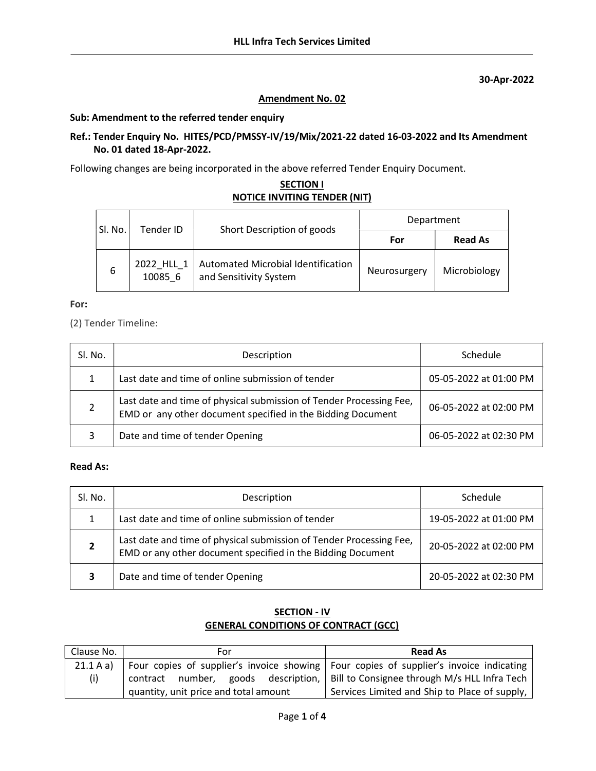**HLL Infra Tech Services Limited**

**30-Apr-2022**

**Amendment No. 02**

**Sub: Amendment to the referred tender enquiry**

**Ref.: Tender Enquiry No. HITES/PCD/PMSSY-IV/19/Mix/2021-22 dated 16-03-2022 and Its Amendment No. 01 dated 18-Apr-2022.**

Following changes are being incorporated in the above referred Tender Enquiry Document.

## SECTION I
## NOTICE INVITING TENDER (NIT)

| Sl. No. | Tender ID | Short Description of goods | Department | |
|---|---|---|---|---|
| | | | **For** | **Read As** |
| 6 | 2022_HLL_110085_6 | Automated Microbial Identification and Sensitivity System | Neurosurgery | Microbiology |

**For:**

(2) Tender Timeline:

| Sl. No. | Description | Schedule |
|---|---|---|
| 1 | Last date and time of online submission of tender | 05-05-2022 at 01:00 PM |
| 2 | Last date and time of physical submission of Tender Processing Fee, EMD or any other document specified in the Bidding Document | 06-05-2022 at 02:00 PM |
| 3 | Date and time of tender Opening | 06-05-2022 at 02:30 PM |

**Read As:**

| Sl. No. | Description | Schedule |
|---|---|---|
| 1 | Last date and time of online submission of tender | 19-05-2022 at 01:00 PM |
| **2** | Last date and time of physical submission of Tender Processing Fee, EMD or any other document specified in the Bidding Document | 20-05-2022 at 02:00 PM |
| **3** | Date and time of tender Opening | 20-05-2022 at 02:30 PM |

## SECTION - IV
## GENERAL CONDITIONS OF CONTRACT (GCC)

| Clause No. | For | **Read As** |
|---|---|---|
| 21.1 A a) (i) | Four copies of supplier's invoice showing contract number, goods description, quantity, unit price and total amount | Four copies of supplier's invoice indicating Bill to Consignee through M/s HLL Infra Tech Services Limited and Ship to Place of supply, |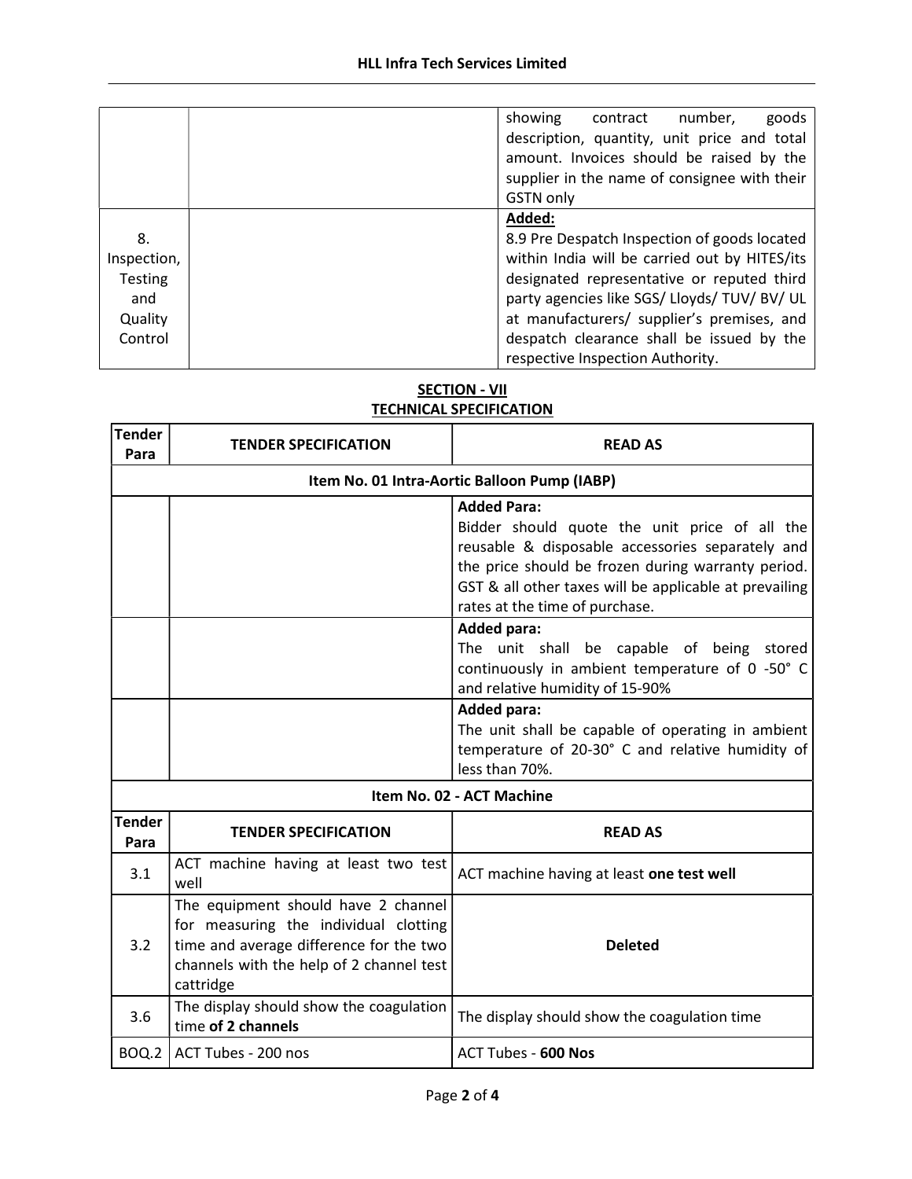| | | |
|---|---|---|
| | | showing contract number, goods description, quantity, unit price and total amount. Invoices should be raised by the supplier in the name of consignee with their GSTN only |
| 8. Inspection, Testing and Quality Control | | **Added:** 8.9 Pre Despatch Inspection of goods located within India will be carried out by HITES/its designated representative or reputed third party agencies like SGS/ Lloyds/ TUV/ BV/ UL at manufacturers/ supplier's premises, and despatch clearance shall be issued by the respective Inspection Authority. |

## SECTION - VII
## TECHNICAL SPECIFICATION

| Tender Para | TENDER SPECIFICATION | READ AS |
|---|---|---|
| **Item No. 01 Intra-Aortic Balloon Pump (IABP)** | | |
| | | **Added Para:** Bidder should quote the unit price of all the reusable & disposable accessories separately and the price should be frozen during warranty period. GST & all other taxes will be applicable at prevailing rates at the time of purchase. |
| | | **Added para:** The unit shall be capable of being stored continuously in ambient temperature of 0 -50° C and relative humidity of 15-90% |
| | | **Added para:** The unit shall be capable of operating in ambient temperature of 20-30° C and relative humidity of less than 70%. |
| **Item No. 02 - ACT Machine** | | |
| **Tender Para** | **TENDER SPECIFICATION** | **READ AS** |
| 3.1 | ACT machine having at least two test well | ACT machine having at least **one test well** |
| 3.2 | The equipment should have 2 channel for measuring the individual clotting time and average difference for the two channels with the help of 2 channel test cattridge | **Deleted** |
| 3.6 | The display should show the coagulation time **of 2 channels** | The display should show the coagulation time |
| BOQ.2 | ACT Tubes - 200 nos | ACT Tubes - **600 Nos** |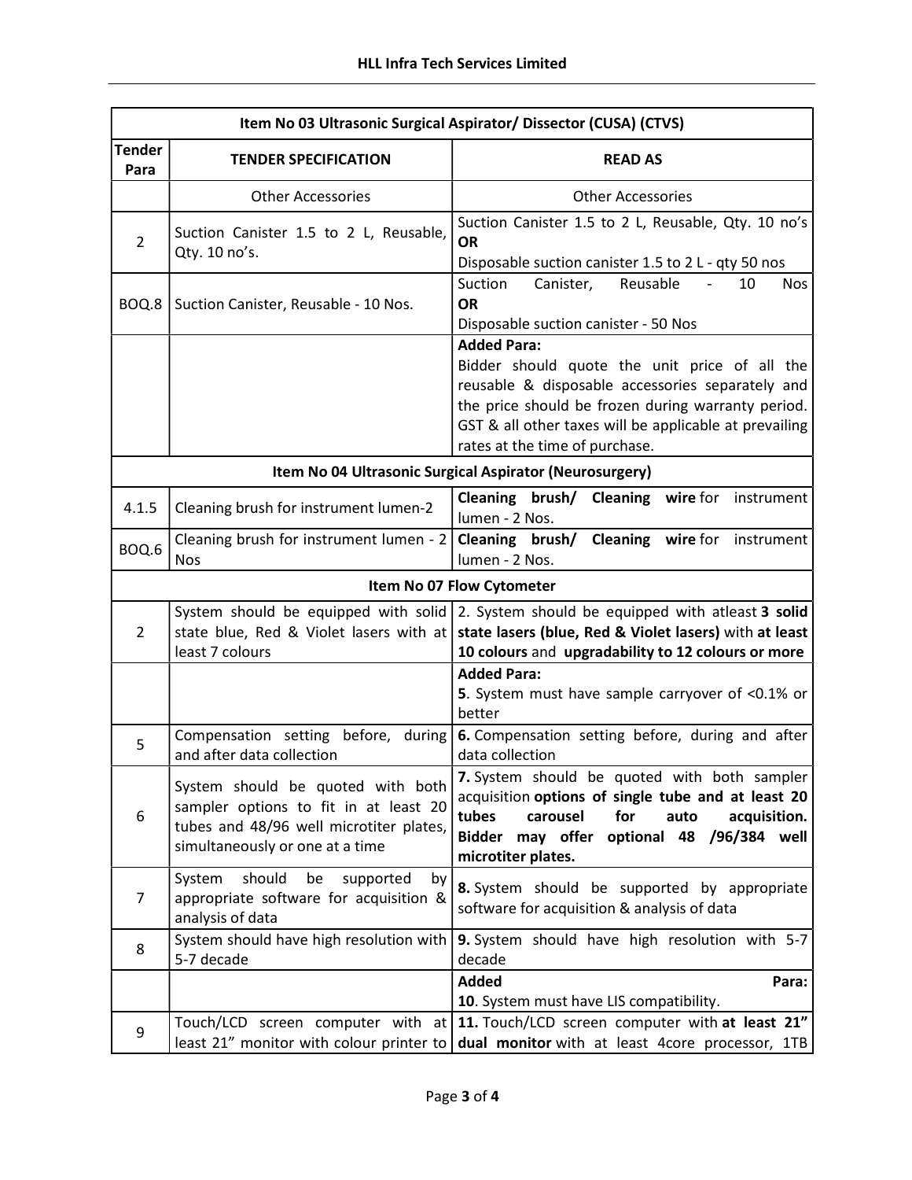| Tender Para | TENDER SPECIFICATION | READ AS |
|---|---|---|
| **Item No 03 Ultrasonic Surgical Aspirator/ Dissector (CUSA) (CTVS)** | | |
| | Other Accessories | Other Accessories |
| 2 | Suction Canister 1.5 to 2 L, Reusable, Qty. 10 no's. | Suction Canister 1.5 to 2 L, Reusable, Qty. 10 no's **OR** Disposable suction canister 1.5 to 2 L - qty 50 nos |
| BOQ.8 | Suction Canister, Reusable - 10 Nos. | Suction Canister, Reusable - 10 Nos **OR** Disposable suction canister - 50 Nos |
| | | **Added Para:** Bidder should quote the unit price of all the reusable & disposable accessories separately and the price should be frozen during warranty period. GST & all other taxes will be applicable at prevailing rates at the time of purchase. |
| **Item No 04 Ultrasonic Surgical Aspirator (Neurosurgery)** | | |
| 4.1.5 | Cleaning brush for instrument lumen-2 | **Cleaning brush/ Cleaning wire** for instrument lumen - 2 Nos. |
| BOQ.6 | Cleaning brush for instrument lumen - 2 Nos | **Cleaning brush/ Cleaning wire** for instrument lumen - 2 Nos. |
| **Item No 07 Flow Cytometer** | | |
| 2 | System should be equipped with solid state blue, Red & Violet lasers with at least 7 colours | 2. System should be equipped with atleast **3 solid state lasers (blue, Red & Violet lasers)** with **at least 10 colours** and **upgradability to 12 colours or more** |
| | | **Added Para:** **5**. System must have sample carryover of <0.1% or better |
| 5 | Compensation setting before, during and after data collection | **6.** Compensation setting before, during and after data collection |
| 6 | System should be quoted with both sampler options to fit in at least 20 tubes and 48/96 well microtiter plates, simultaneously or one at a time | **7.** System should be quoted with both sampler acquisition **options of single tube and at least 20 tubes carousel for auto acquisition. Bidder may offer optional 48 /96/384 well microtiter plates.** |
| 7 | System should be supported by appropriate software for acquisition & analysis of data | **8.** System should be supported by appropriate software for acquisition & analysis of data |
| 8 | System should have high resolution with 5-7 decade | **9.** System should have high resolution with 5-7 decade |
| | | **Added Para:** **10**. System must have LIS compatibility. |
| 9 | Touch/LCD screen computer with at least 21" monitor with colour printer to | **11.** Touch/LCD screen computer with **at least 21" dual monitor** with at least 4core processor, 1TB |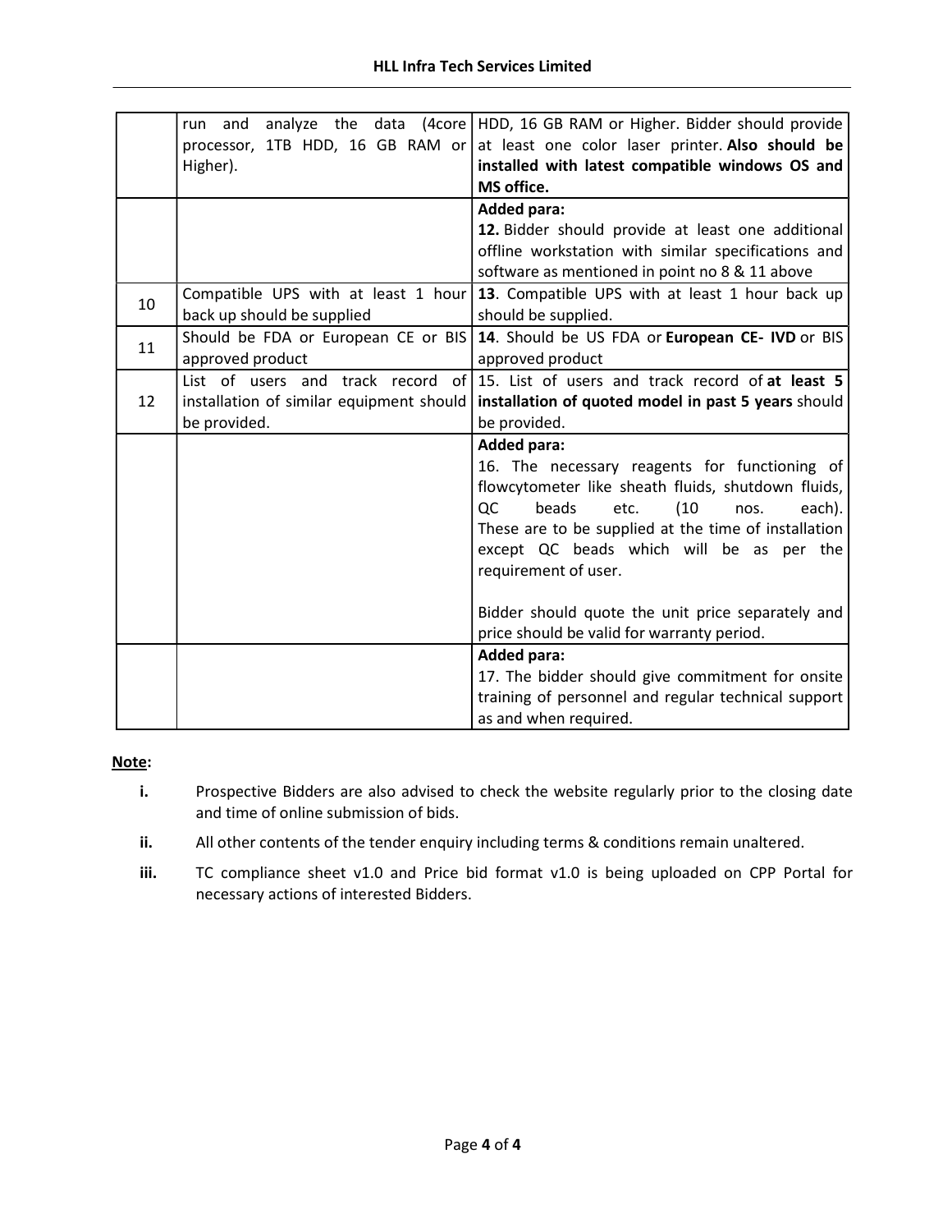| | | |
|---|---|---|
| | run and analyze the data (4core processor, 1TB HDD, 16 GB RAM or Higher). | HDD, 16 GB RAM or Higher. Bidder should provide at least one color laser printer. **Also should be installed with latest compatible windows OS and MS office.** |
| | | **Added para:**<br>**12.** Bidder should provide at least one additional offline workstation with similar specifications and software as mentioned in point no 8 & 11 above |
| 10 | Compatible UPS with at least 1 hour back up should be supplied | **13**. Compatible UPS with at least 1 hour back up should be supplied. |
| 11 | Should be FDA or European CE or BIS approved product | **14**. Should be US FDA or **European CE- IVD** or BIS approved product |
| 12 | List of users and track record of installation of similar equipment should be provided. | 15. List of users and track record of **at least 5 installation of quoted model in past 5 years** should be provided. |
| | | **Added para:**<br>16. The necessary reagents for functioning of flowcytometer like sheath fluids, shutdown fluids, QC beads etc. (10 nos. each). These are to be supplied at the time of installation except QC beads which will be as per the requirement of user.<br><br>Bidder should quote the unit price separately and price should be valid for warranty period. |
| | | **Added para:**<br>17. The bidder should give commitment for onsite training of personnel and regular technical support as and when required. |

**Note:**

- **i.** Prospective Bidders are also advised to check the website regularly prior to the closing date and time of online submission of bids.
- **ii.** All other contents of the tender enquiry including terms & conditions remain unaltered.
- **iii.** TC compliance sheet v1.0 and Price bid format v1.0 is being uploaded on CPP Portal for necessary actions of interested Bidders.